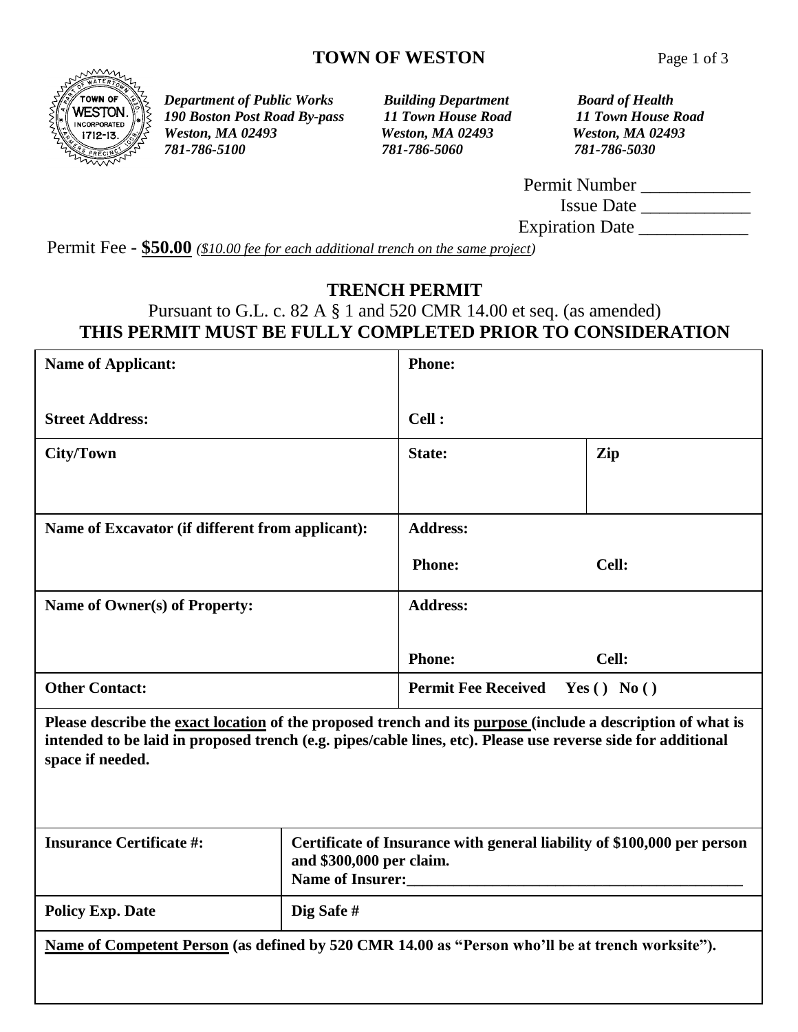# TOWN OF WESTON

| *Department of Public Works* | *Building Department* | *Board of Health* |
| --- | --- | --- |
| *190 Boston Post Road By-pass* | *11 Town House Road* | *11 Town House Road* |
| *Weston, MA 02493* | *Weston, MA 02493* | *Weston, MA 02493* |
| *781-786-5100* | *781-786-5060* | *781-786-5030* |

Permit Number ____________

Issue Date ____________

Expiration Date ____________

Permit Fee - **$50.00** *($10.00 fee for each additional trench on the same project)*

## TRENCH PERMIT

Pursuant to G.L. c. 82 A § 1 and 520 CMR 14.00 et seq. (as amended)

**THIS PERMIT MUST BE FULLY COMPLETED PRIOR TO CONSIDERATION**

| | | |
| --- | --- | --- |
| **Name of Applicant:** <br><br> **Street Address:** | **Phone:** <br><br> **Cell :** | |
| **City/Town** | **State:** | **Zip** |
| **Name of Excavator (if different from applicant):** | **Address:** <br><br> **Phone:** **Cell:** | |
| **Name of Owner(s) of Property:** | **Address:** <br><br> **Phone:** **Cell:** | |
| **Other Contact:** | **Permit Fee Received Yes ( ) No ( )** | |

**Please describe the exact location of the proposed trench and its purpose (include a description of what is intended to be laid in proposed trench (e.g. pipes/cable lines, etc). Please use reverse side for additional space if needed.**

| | |
| --- | --- |
| **Insurance Certificate #:** | **Certificate of Insurance with general liability of $100,000 per person and $300,000 per claim.** <br> **Name of Insurer:____________________________________________** |
| **Policy Exp. Date** | **Dig Safe #** |

**Name of Competent Person (as defined by 520 CMR 14.00 as "Person who'll be at trench worksite").**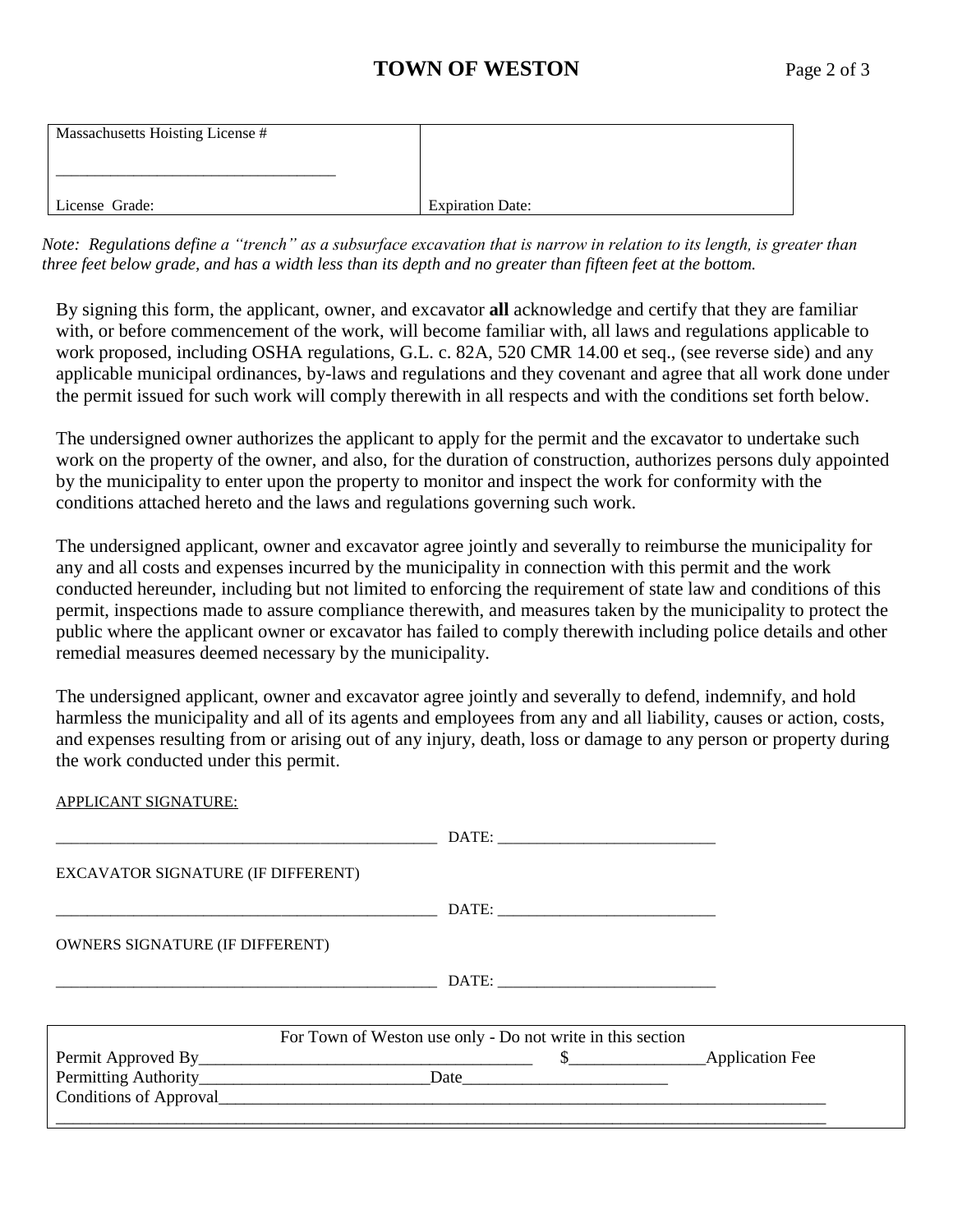| Massachusetts Hoisting License # ________________________________ License Grade: | Expiration Date: |
|---|---|

*Note: Regulations define a "trench" as a subsurface excavation that is narrow in relation to its length, is greater than three feet below grade, and has a width less than its depth and no greater than fifteen feet at the bottom.*

By signing this form, the applicant, owner, and excavator **all** acknowledge and certify that they are familiar with, or before commencement of the work, will become familiar with, all laws and regulations applicable to work proposed, including OSHA regulations, G.L. c. 82A, 520 CMR 14.00 et seq., (see reverse side) and any applicable municipal ordinances, by-laws and regulations and they covenant and agree that all work done under the permit issued for such work will comply therewith in all respects and with the conditions set forth below.

The undersigned owner authorizes the applicant to apply for the permit and the excavator to undertake such work on the property of the owner, and also, for the duration of construction, authorizes persons duly appointed by the municipality to enter upon the property to monitor and inspect the work for conformity with the conditions attached hereto and the laws and regulations governing such work.

The undersigned applicant, owner and excavator agree jointly and severally to reimburse the municipality for any and all costs and expenses incurred by the municipality in connection with this permit and the work conducted hereunder, including but not limited to enforcing the requirement of state law and conditions of this permit, inspections made to assure compliance therewith, and measures taken by the municipality to protect the public where the applicant owner or excavator has failed to comply therewith including police details and other remedial measures deemed necessary by the municipality.

The undersigned applicant, owner and excavator agree jointly and severally to defend, indemnify, and hold harmless the municipality and all of its agents and employees from any and all liability, causes or action, costs, and expenses resulting from or arising out of any injury, death, loss or damage to any person or property during the work conducted under this permit.

APPLICANT SIGNATURE:

________________________________________________ DATE: ___________________________

EXCAVATOR SIGNATURE (IF DIFFERENT)

________________________________________________ DATE: ___________________________

OWNERS SIGNATURE (IF DIFFERENT)

________________________________________________ DATE: ___________________________

| For Town of Weston use only - Do not write in this section |
|---|
| Permit Approved By________________________________________ $________________Application Fee |
| Permitting Authority___________________________Date________________________ |
| Conditions of Approval_______________________________________________________________________ |
| ______________________________________________________________________________________________ |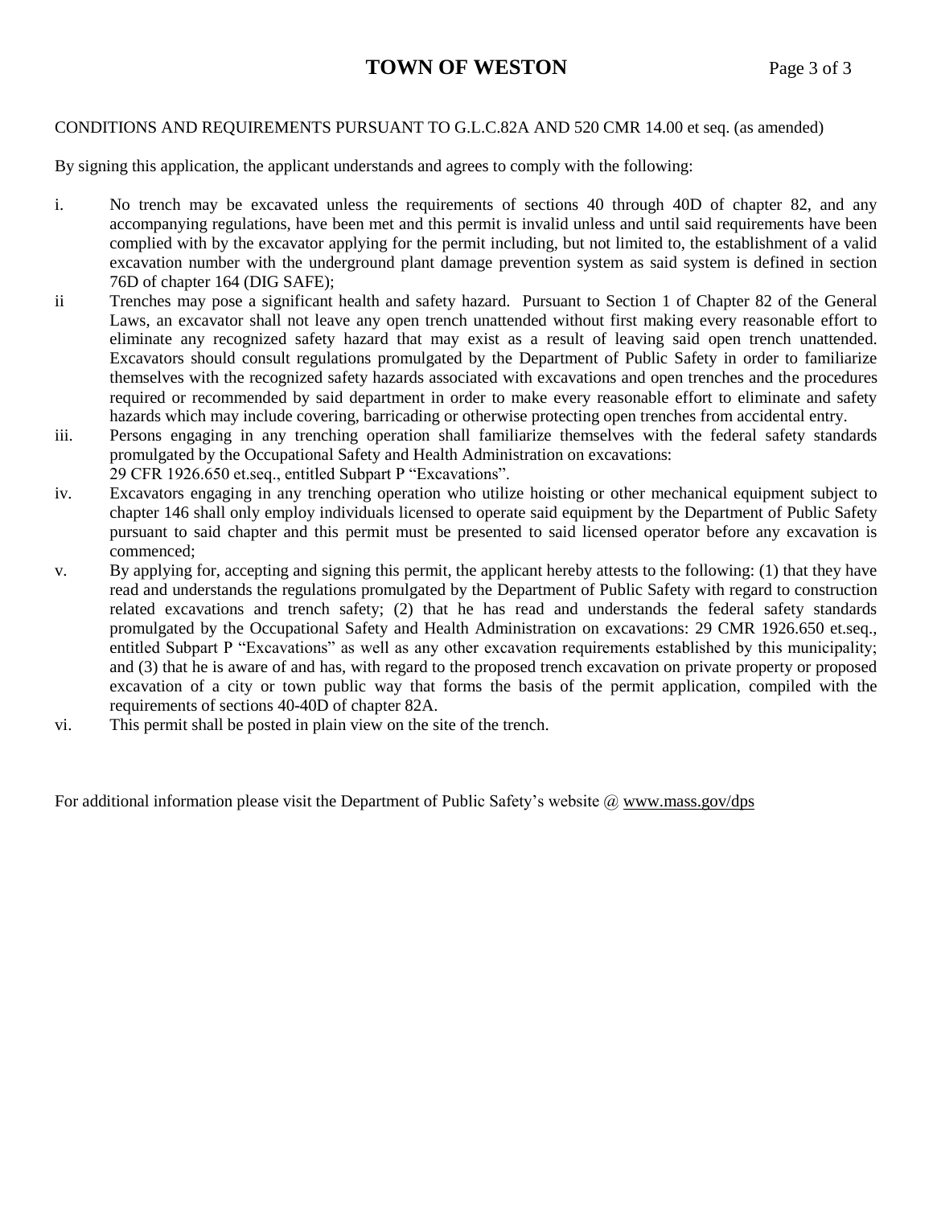# TOWN OF WESTON

CONDITIONS AND REQUIREMENTS PURSUANT TO G.L.C.82A AND 520 CMR 14.00 et seq. (as amended)

By signing this application, the applicant understands and agrees to comply with the following:

i. No trench may be excavated unless the requirements of sections 40 through 40D of chapter 82, and any accompanying regulations, have been met and this permit is invalid unless and until said requirements have been complied with by the excavator applying for the permit including, but not limited to, the establishment of a valid excavation number with the underground plant damage prevention system as said system is defined in section 76D of chapter 164 (DIG SAFE);

ii Trenches may pose a significant health and safety hazard. Pursuant to Section 1 of Chapter 82 of the General Laws, an excavator shall not leave any open trench unattended without first making every reasonable effort to eliminate any recognized safety hazard that may exist as a result of leaving said open trench unattended. Excavators should consult regulations promulgated by the Department of Public Safety in order to familiarize themselves with the recognized safety hazards associated with excavations and open trenches and the procedures required or recommended by said department in order to make every reasonable effort to eliminate and safety hazards which may include covering, barricading or otherwise protecting open trenches from accidental entry.

iii. Persons engaging in any trenching operation shall familiarize themselves with the federal safety standards promulgated by the Occupational Safety and Health Administration on excavations: 29 CFR 1926.650 et.seq., entitled Subpart P "Excavations".

iv. Excavators engaging in any trenching operation who utilize hoisting or other mechanical equipment subject to chapter 146 shall only employ individuals licensed to operate said equipment by the Department of Public Safety pursuant to said chapter and this permit must be presented to said licensed operator before any excavation is commenced;

v. By applying for, accepting and signing this permit, the applicant hereby attests to the following: (1) that they have read and understands the regulations promulgated by the Department of Public Safety with regard to construction related excavations and trench safety; (2) that he has read and understands the federal safety standards promulgated by the Occupational Safety and Health Administration on excavations: 29 CMR 1926.650 et.seq., entitled Subpart P "Excavations" as well as any other excavation requirements established by this municipality; and (3) that he is aware of and has, with regard to the proposed trench excavation on private property or proposed excavation of a city or town public way that forms the basis of the permit application, compiled with the requirements of sections 40-40D of chapter 82A.

vi. This permit shall be posted in plain view on the site of the trench.

For additional information please visit the Department of Public Safety's website @ www.mass.gov/dps